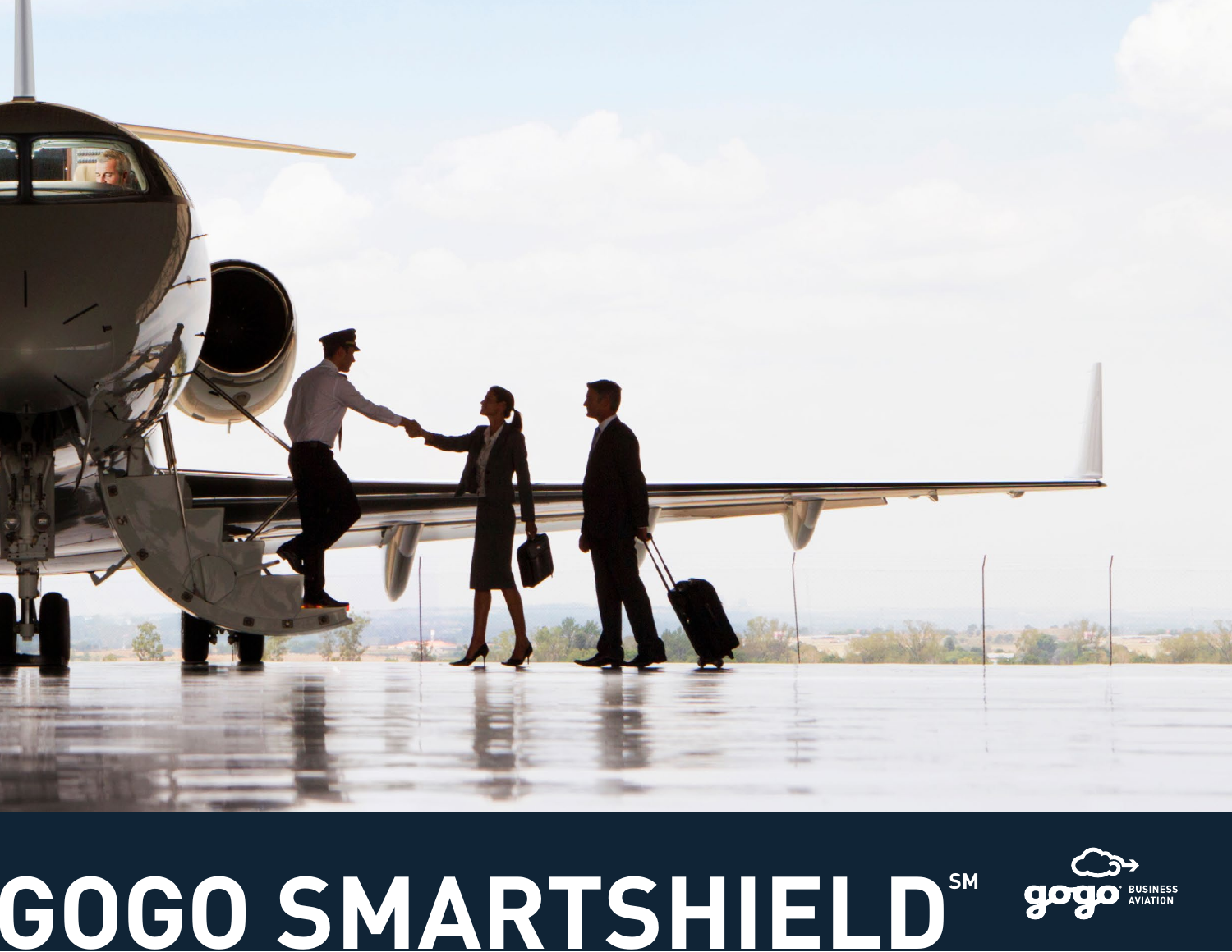# GOGO SMARTSHIELD℠

gogo BUSINESS AVIATION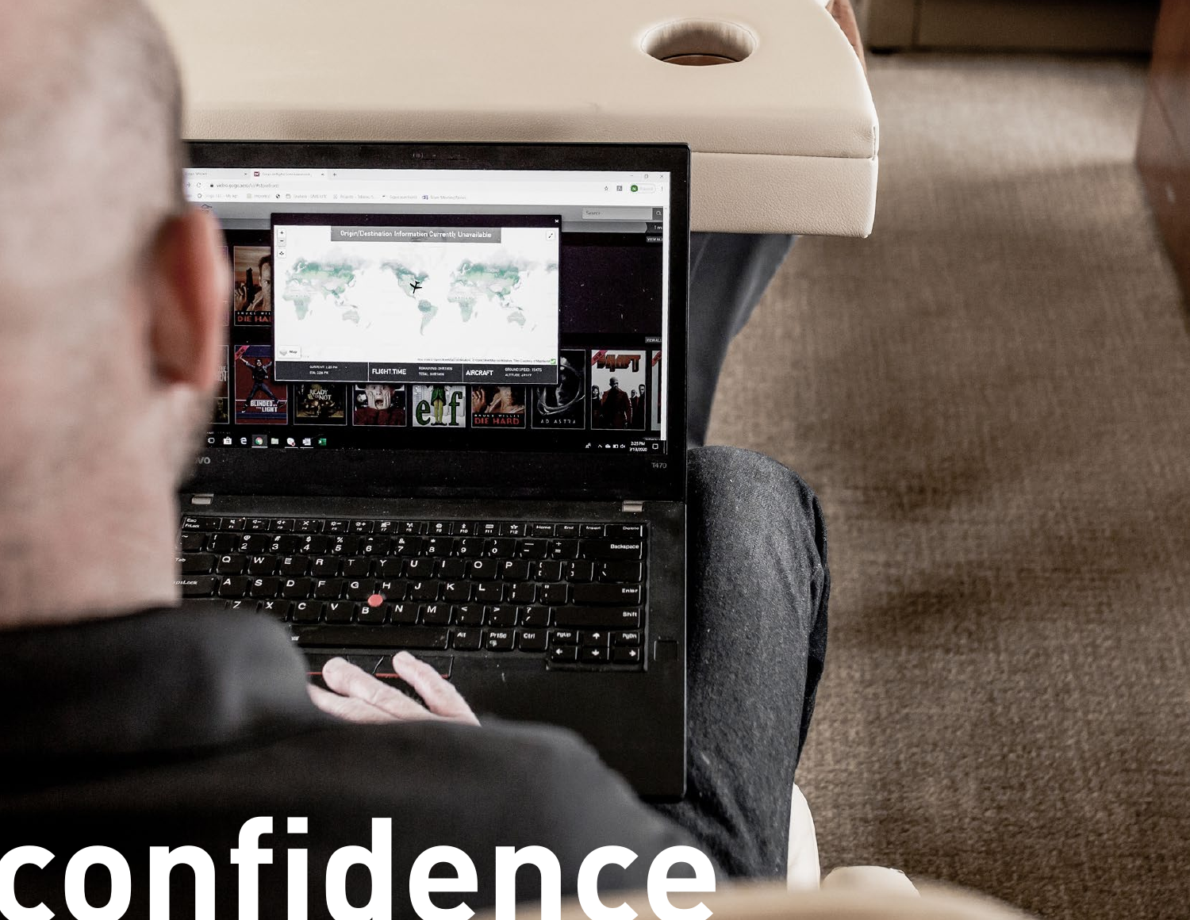# confidence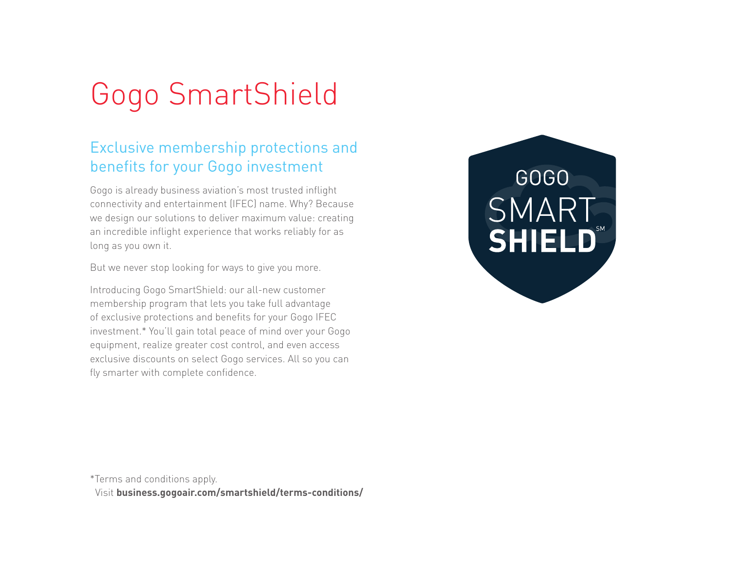# Gogo SmartShield

## Exclusive membership protections and benefits for your Gogo investment

Gogo is already business aviation's most trusted inflight connectivity and entertainment (IFEC) name. Why? Because we design our solutions to deliver maximum value: creating an incredible inflight experience that works reliably for as long as you own it.

But we never stop looking for ways to give you more.

Introducing Gogo SmartShield: our all-new customer membership program that lets you take full advantage of exclusive protections and benefits for your Gogo IFEC investment.* You'll gain total peace of mind over your Gogo equipment, realize greater cost control, and even access exclusive discounts on select Gogo services. All so you can fly smarter with complete confidence.

GOGO SMART SHIELD℠

*Terms and conditions apply.
Visit **business.gogoair.com/smartshield/terms-conditions/**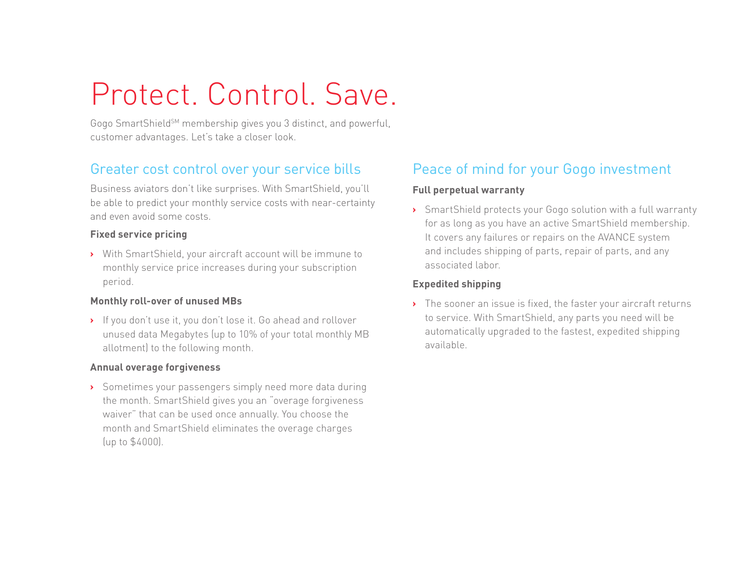# Protect. Control. Save.

Gogo SmartShield[SM] membership gives you 3 distinct, and powerful, customer advantages. Let's take a closer look.

## Greater cost control over your service bills

Business aviators don't like surprises. With SmartShield, you'll be able to predict your monthly service costs with near-certainty and even avoid some costs.

**Fixed service pricing**

- With SmartShield, your aircraft account will be immune to monthly service price increases during your subscription period.

**Monthly roll-over of unused MBs**

- If you don't use it, you don't lose it. Go ahead and rollover unused data Megabytes (up to 10% of your total monthly MB allotment) to the following month.

**Annual overage forgiveness**

- Sometimes your passengers simply need more data during the month. SmartShield gives you an "overage forgiveness waiver" that can be used once annually. You choose the month and SmartShield eliminates the overage charges (up to $4000).

## Peace of mind for your Gogo investment

**Full perpetual warranty**

- SmartShield protects your Gogo solution with a full warranty for as long as you have an active SmartShield membership. It covers any failures or repairs on the AVANCE system and includes shipping of parts, repair of parts, and any associated labor.

**Expedited shipping**

- The sooner an issue is fixed, the faster your aircraft returns to service. With SmartShield, any parts you need will be automatically upgraded to the fastest, expedited shipping available.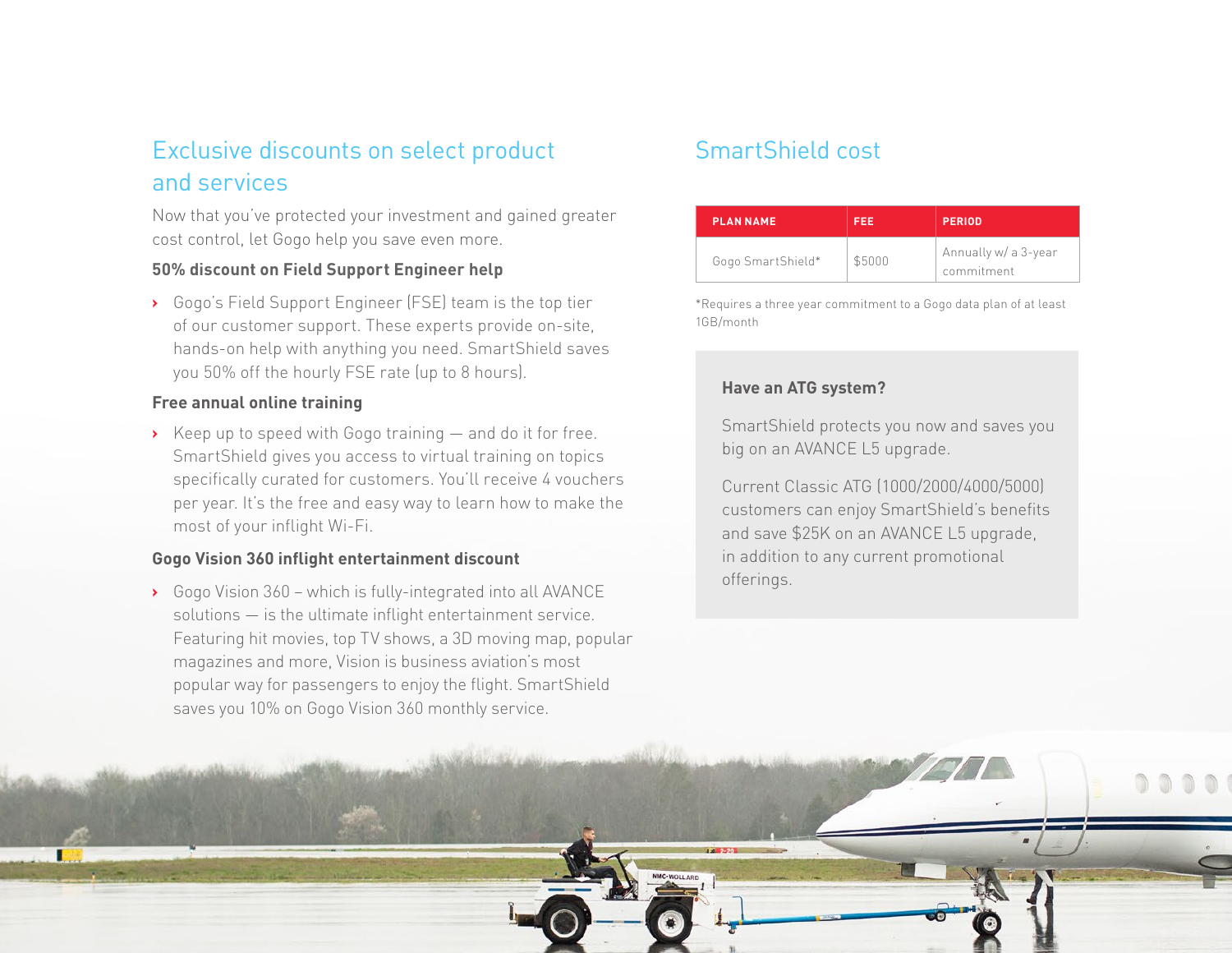## Exclusive discounts on select product and services

Now that you've protected your investment and gained greater cost control, let Gogo help you save even more.

### 50% discount on Field Support Engineer help

- Gogo's Field Support Engineer (FSE) team is the top tier of our customer support. These experts provide on-site, hands-on help with anything you need. SmartShield saves you 50% off the hourly FSE rate (up to 8 hours).

### Free annual online training

- Keep up to speed with Gogo training — and do it for free. SmartShield gives you access to virtual training on topics specifically curated for customers. You'll receive 4 vouchers per year. It's the free and easy way to learn how to make the most of your inflight Wi-Fi.

### Gogo Vision 360 inflight entertainment discount

- Gogo Vision 360 – which is fully-integrated into all AVANCE solutions — is the ultimate inflight entertainment service. Featuring hit movies, top TV shows, a 3D moving map, popular magazines and more, Vision is business aviation's most popular way for passengers to enjoy the flight. SmartShield saves you 10% on Gogo Vision 360 monthly service.

## SmartShield cost

| PLAN NAME | FEE | PERIOD |
| --- | --- | --- |
| Gogo SmartShield* | $5000 | Annually w/ a 3-year commitment |

*Requires a three year commitment to a Gogo data plan of at least 1GB/month

### Have an ATG system?

SmartShield protects you now and saves you big on an AVANCE L5 upgrade.

Current Classic ATG (1000/2000/4000/5000) customers can enjoy SmartShield's benefits and save $25K on an AVANCE L5 upgrade, in addition to any current promotional offerings.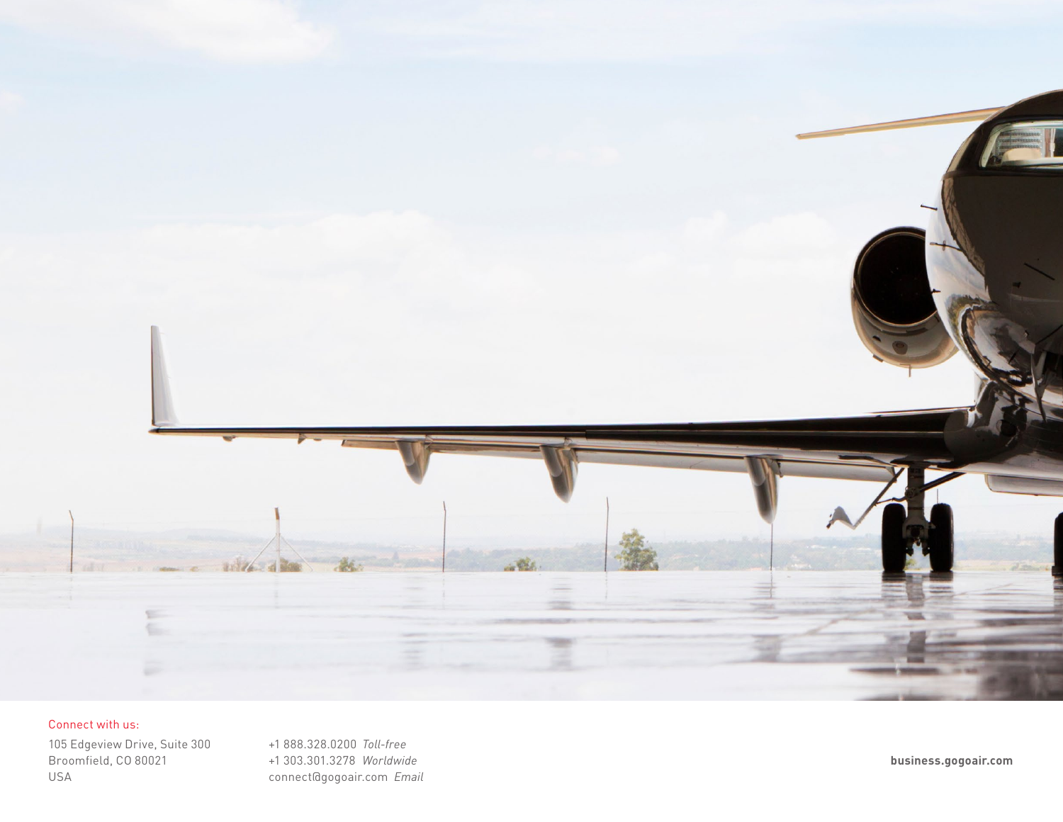Connect with us:

105 Edgeview Drive, Suite 300
Broomfield, CO 80021
USA

+1 888.328.0200 *Toll-free*
+1 303.301.3278 *Worldwide*
connect@gogoair.com *Email*

**business.gogoair.com**